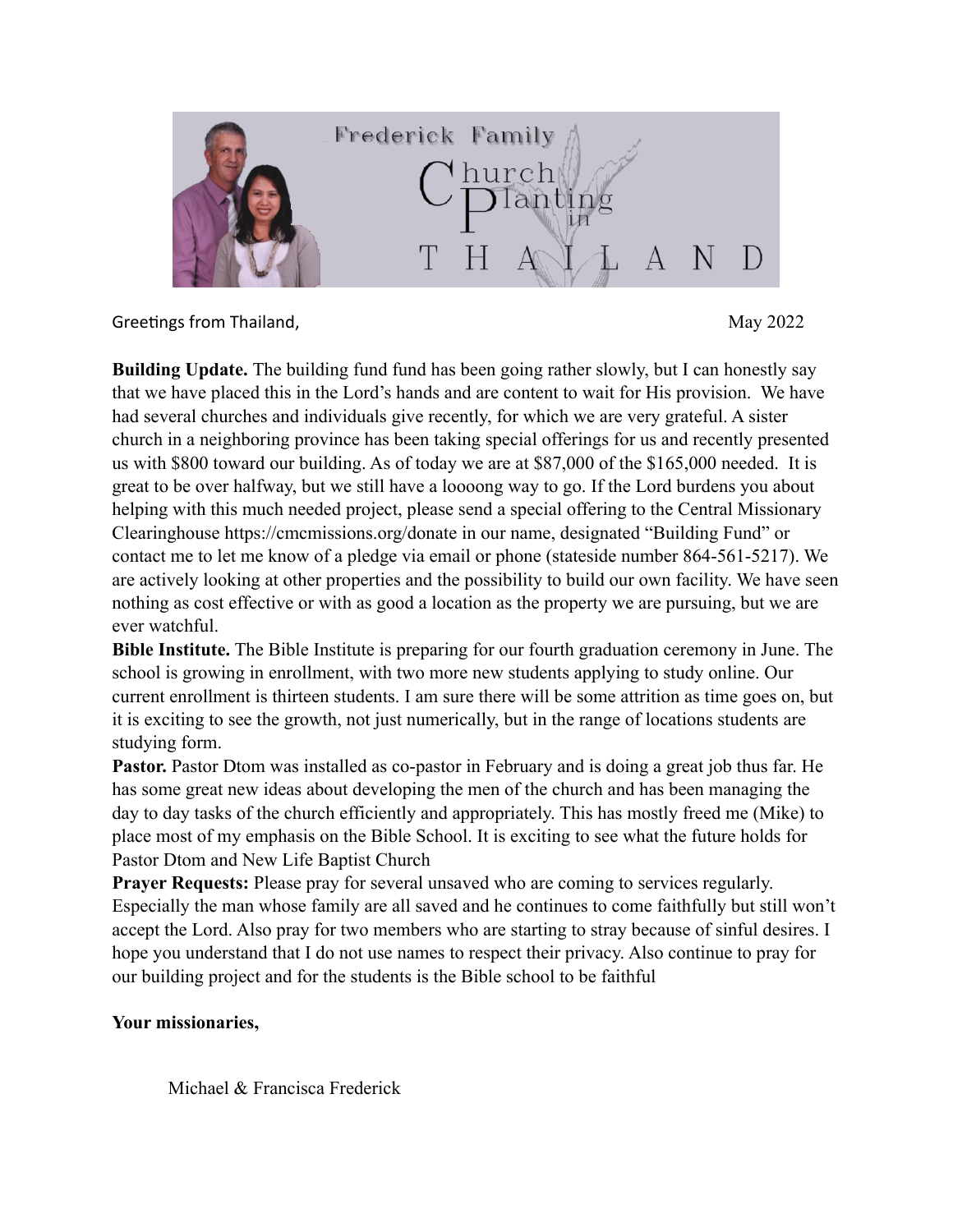# Frederick Family Church Planting in THAILAND

Greetings from Thailand, May 2022

**Building Update.** The building fund fund has been going rather slowly, but I can honestly say that we have placed this in the Lord's hands and are content to wait for His provision. We have had several churches and individuals give recently, for which we are very grateful. A sister church in a neighboring province has been taking special offerings for us and recently presented us with $800 toward our building. As of today we are at $87,000 of the $165,000 needed. It is great to be over halfway, but we still have a loooong way to go. If the Lord burdens you about helping with this much needed project, please send a special offering to the Central Missionary Clearinghouse https://cmcmissions.org/donate in our name, designated "Building Fund" or contact me to let me know of a pledge via email or phone (stateside number 864-561-5217). We are actively looking at other properties and the possibility to build our own facility. We have seen nothing as cost effective or with as good a location as the property we are pursuing, but we are ever watchful.

**Bible Institute.** The Bible Institute is preparing for our fourth graduation ceremony in June. The school is growing in enrollment, with two more new students applying to study online. Our current enrollment is thirteen students. I am sure there will be some attrition as time goes on, but it is exciting to see the growth, not just numerically, but in the range of locations students are studying form.

**Pastor.** Pastor Dtom was installed as co-pastor in February and is doing a great job thus far. He has some great new ideas about developing the men of the church and has been managing the day to day tasks of the church efficiently and appropriately. This has mostly freed me (Mike) to place most of my emphasis on the Bible School. It is exciting to see what the future holds for Pastor Dtom and New Life Baptist Church

**Prayer Requests:** Please pray for several unsaved who are coming to services regularly. Especially the man whose family are all saved and he continues to come faithfully but still won't accept the Lord. Also pray for two members who are starting to stray because of sinful desires. I hope you understand that I do not use names to respect their privacy. Also continue to pray for our building project and for the students is the Bible school to be faithful

**Your missionaries,**

Michael & Francisca Frederick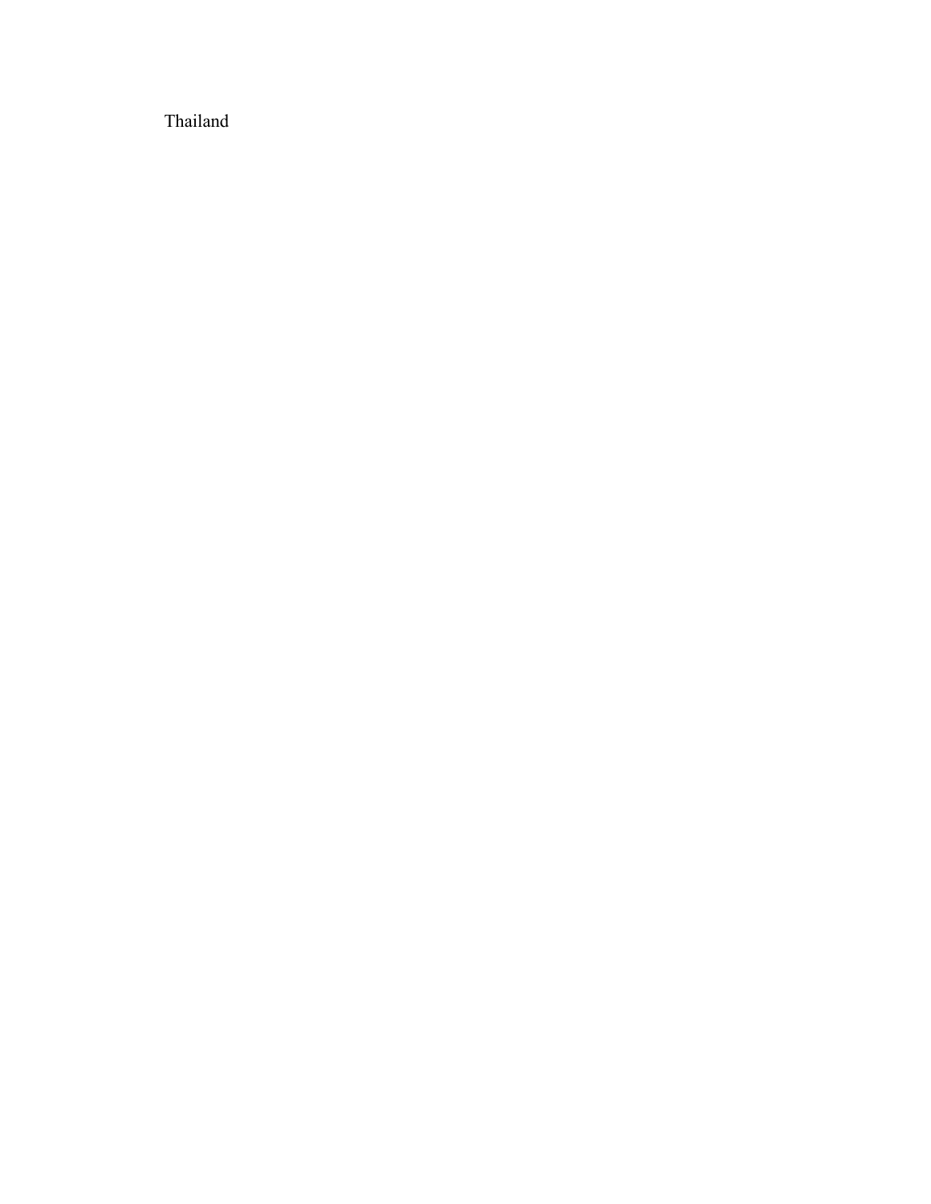Thailand